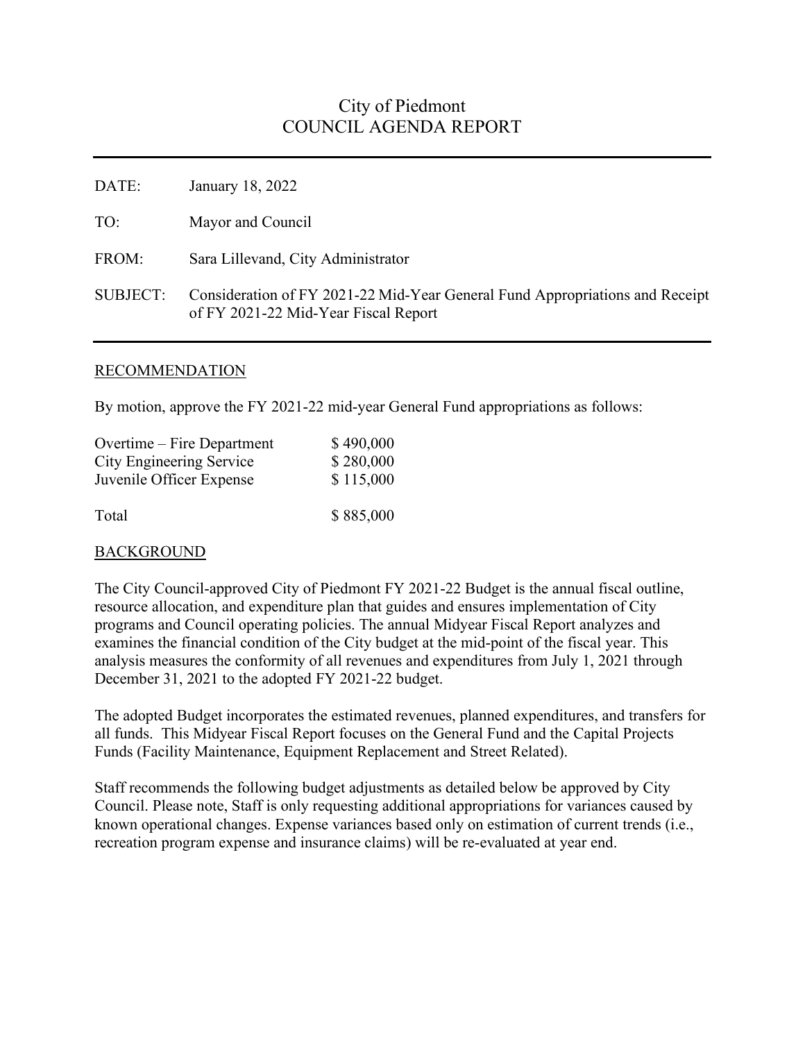# City of Piedmont
## COUNCIL AGENDA REPORT

| | |
|---|---|
| DATE: | January 18, 2022 |
| TO: | Mayor and Council |
| FROM: | Sara Lillevand, City Administrator |
| SUBJECT: | Consideration of FY 2021-22 Mid-Year General Fund Appropriations and Receipt of FY 2021-22 Mid-Year Fiscal Report |

### RECOMMENDATION

By motion, approve the FY 2021-22 mid-year General Fund appropriations as follows:

| | |
|---|---|
| Overtime – Fire Department | \$ 490,000 |
| City Engineering Service | \$ 280,000 |
| Juvenile Officer Expense | \$ 115,000 |
| Total | \$ 885,000 |

### BACKGROUND

The City Council-approved City of Piedmont FY 2021-22 Budget is the annual fiscal outline, resource allocation, and expenditure plan that guides and ensures implementation of City programs and Council operating policies. The annual Midyear Fiscal Report analyzes and examines the financial condition of the City budget at the mid-point of the fiscal year. This analysis measures the conformity of all revenues and expenditures from July 1, 2021 through December 31, 2021 to the adopted FY 2021-22 budget.

The adopted Budget incorporates the estimated revenues, planned expenditures, and transfers for all funds. This Midyear Fiscal Report focuses on the General Fund and the Capital Projects Funds (Facility Maintenance, Equipment Replacement and Street Related).

Staff recommends the following budget adjustments as detailed below be approved by City Council. Please note, Staff is only requesting additional appropriations for variances caused by known operational changes. Expense variances based only on estimation of current trends (i.e., recreation program expense and insurance claims) will be re-evaluated at year end.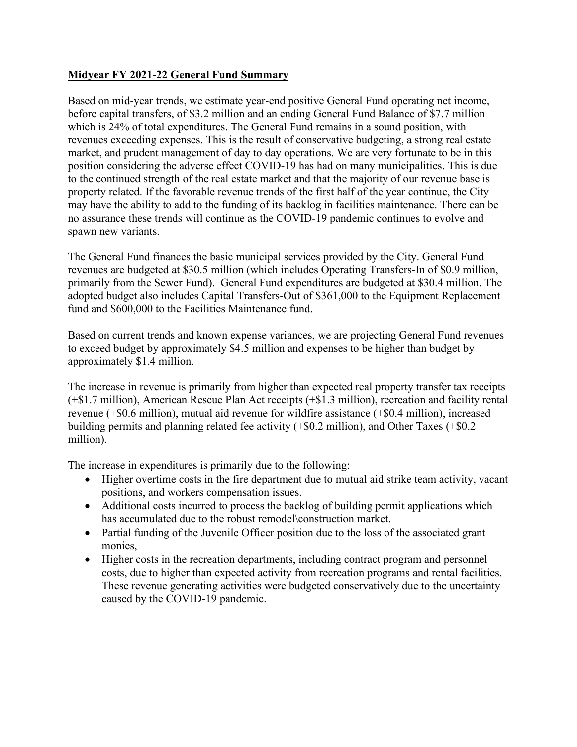**Midyear FY 2021-22 General Fund Summary**

Based on mid-year trends, we estimate year-end positive General Fund operating net income, before capital transfers, of $3.2 million and an ending General Fund Balance of $7.7 million which is 24% of total expenditures. The General Fund remains in a sound position, with revenues exceeding expenses. This is the result of conservative budgeting, a strong real estate market, and prudent management of day to day operations. We are very fortunate to be in this position considering the adverse effect COVID-19 has had on many municipalities. This is due to the continued strength of the real estate market and that the majority of our revenue base is property related. If the favorable revenue trends of the first half of the year continue, the City may have the ability to add to the funding of its backlog in facilities maintenance. There can be no assurance these trends will continue as the COVID-19 pandemic continues to evolve and spawn new variants.

The General Fund finances the basic municipal services provided by the City. General Fund revenues are budgeted at $30.5 million (which includes Operating Transfers-In of $0.9 million, primarily from the Sewer Fund). General Fund expenditures are budgeted at $30.4 million. The adopted budget also includes Capital Transfers-Out of $361,000 to the Equipment Replacement fund and $600,000 to the Facilities Maintenance fund.

Based on current trends and known expense variances, we are projecting General Fund revenues to exceed budget by approximately $4.5 million and expenses to be higher than budget by approximately $1.4 million.

The increase in revenue is primarily from higher than expected real property transfer tax receipts (+$1.7 million), American Rescue Plan Act receipts (+$1.3 million), recreation and facility rental revenue (+$0.6 million), mutual aid revenue for wildfire assistance (+$0.4 million), increased building permits and planning related fee activity (+$0.2 million), and Other Taxes (+$0.2 million).

The increase in expenditures is primarily due to the following:

- Higher overtime costs in the fire department due to mutual aid strike team activity, vacant positions, and workers compensation issues.
- Additional costs incurred to process the backlog of building permit applications which has accumulated due to the robust remodel\construction market.
- Partial funding of the Juvenile Officer position due to the loss of the associated grant monies,
- Higher costs in the recreation departments, including contract program and personnel costs, due to higher than expected activity from recreation programs and rental facilities. These revenue generating activities were budgeted conservatively due to the uncertainty caused by the COVID-19 pandemic.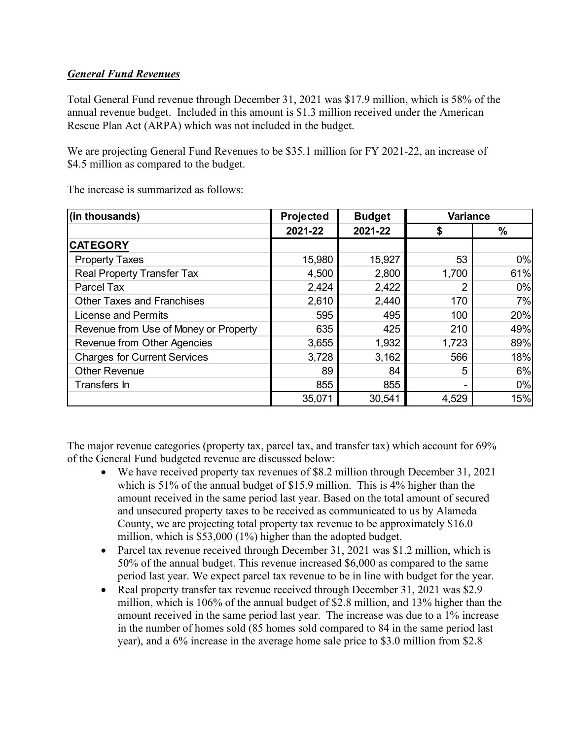***General Fund Revenues***

Total General Fund revenue through December 31, 2021 was \$17.9 million, which is 58% of the annual revenue budget. Included in this amount is \$1.3 million received under the American Rescue Plan Act (ARPA) which was not included in the budget.

We are projecting General Fund Revenues to be \$35.1 million for FY 2021-22, an increase of \$4.5 million as compared to the budget.

The increase is summarized as follows:

| (in thousands) | Projected | Budget | Variance | |
|---|---|---|---|---|
| | 2021-22 | 2021-22 | $ | % |
| **CATEGORY** | | | | |
| Property Taxes | 15,980 | 15,927 | 53 | 0% |
| Real Property Transfer Tax | 4,500 | 2,800 | 1,700 | 61% |
| Parcel Tax | 2,424 | 2,422 | 2 | 0% |
| Other Taxes and Franchises | 2,610 | 2,440 | 170 | 7% |
| License and Permits | 595 | 495 | 100 | 20% |
| Revenue from Use of Money or Property | 635 | 425 | 210 | 49% |
| Revenue from Other Agencies | 3,655 | 1,932 | 1,723 | 89% |
| Charges for Current Services | 3,728 | 3,162 | 566 | 18% |
| Other Revenue | 89 | 84 | 5 | 6% |
| Transfers In | 855 | 855 | - | 0% |
| | 35,071 | 30,541 | 4,529 | 15% |

The major revenue categories (property tax, parcel tax, and transfer tax) which account for 69% of the General Fund budgeted revenue are discussed below:

- We have received property tax revenues of \$8.2 million through December 31, 2021 which is 51% of the annual budget of \$15.9 million. This is 4% higher than the amount received in the same period last year. Based on the total amount of secured and unsecured property taxes to be received as communicated to us by Alameda County, we are projecting total property tax revenue to be approximately \$16.0 million, which is \$53,000 (1%) higher than the adopted budget.
- Parcel tax revenue received through December 31, 2021 was \$1.2 million, which is 50% of the annual budget. This revenue increased \$6,000 as compared to the same period last year. We expect parcel tax revenue to be in line with budget for the year.
- Real property transfer tax revenue received through December 31, 2021 was \$2.9 million, which is 106% of the annual budget of \$2.8 million, and 13% higher than the amount received in the same period last year. The increase was due to a 1% increase in the number of homes sold (85 homes sold compared to 84 in the same period last year), and a 6% increase in the average home sale price to \$3.0 million from \$2.8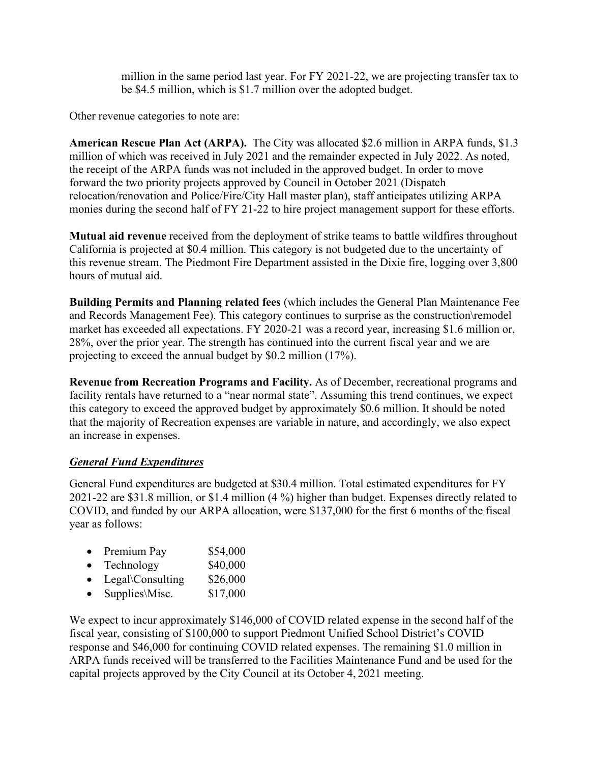million in the same period last year. For FY 2021-22, we are projecting transfer tax to be $4.5 million, which is $1.7 million over the adopted budget.

Other revenue categories to note are:

**American Rescue Plan Act (ARPA).** The City was allocated $2.6 million in ARPA funds, $1.3 million of which was received in July 2021 and the remainder expected in July 2022. As noted, the receipt of the ARPA funds was not included in the approved budget. In order to move forward the two priority projects approved by Council in October 2021 (Dispatch relocation/renovation and Police/Fire/City Hall master plan), staff anticipates utilizing ARPA monies during the second half of FY 21-22 to hire project management support for these efforts.

**Mutual aid revenue** received from the deployment of strike teams to battle wildfires throughout California is projected at $0.4 million. This category is not budgeted due to the uncertainty of this revenue stream. The Piedmont Fire Department assisted in the Dixie fire, logging over 3,800 hours of mutual aid.

**Building Permits and Planning related fees** (which includes the General Plan Maintenance Fee and Records Management Fee). This category continues to surprise as the construction\remodel market has exceeded all expectations. FY 2020-21 was a record year, increasing $1.6 million or, 28%, over the prior year. The strength has continued into the current fiscal year and we are projecting to exceed the annual budget by $0.2 million (17%).

**Revenue from Recreation Programs and Facility.** As of December, recreational programs and facility rentals have returned to a "near normal state". Assuming this trend continues, we expect this category to exceed the approved budget by approximately $0.6 million. It should be noted that the majority of Recreation expenses are variable in nature, and accordingly, we also expect an increase in expenses.

## ***General Fund Expenditures***

General Fund expenditures are budgeted at $30.4 million. Total estimated expenditures for FY 2021-22 are $31.8 million, or $1.4 million (4 %) higher than budget. Expenses directly related to COVID, and funded by our ARPA allocation, were $137,000 for the first 6 months of the fiscal year as follows:

- Premium Pay $54,000
- Technology $40,000
- Legal\Consulting $26,000
- Supplies\Misc. $17,000

We expect to incur approximately $146,000 of COVID related expense in the second half of the fiscal year, consisting of $100,000 to support Piedmont Unified School District's COVID response and $46,000 for continuing COVID related expenses. The remaining $1.0 million in ARPA funds received will be transferred to the Facilities Maintenance Fund and be used for the capital projects approved by the City Council at its October 4, 2021 meeting.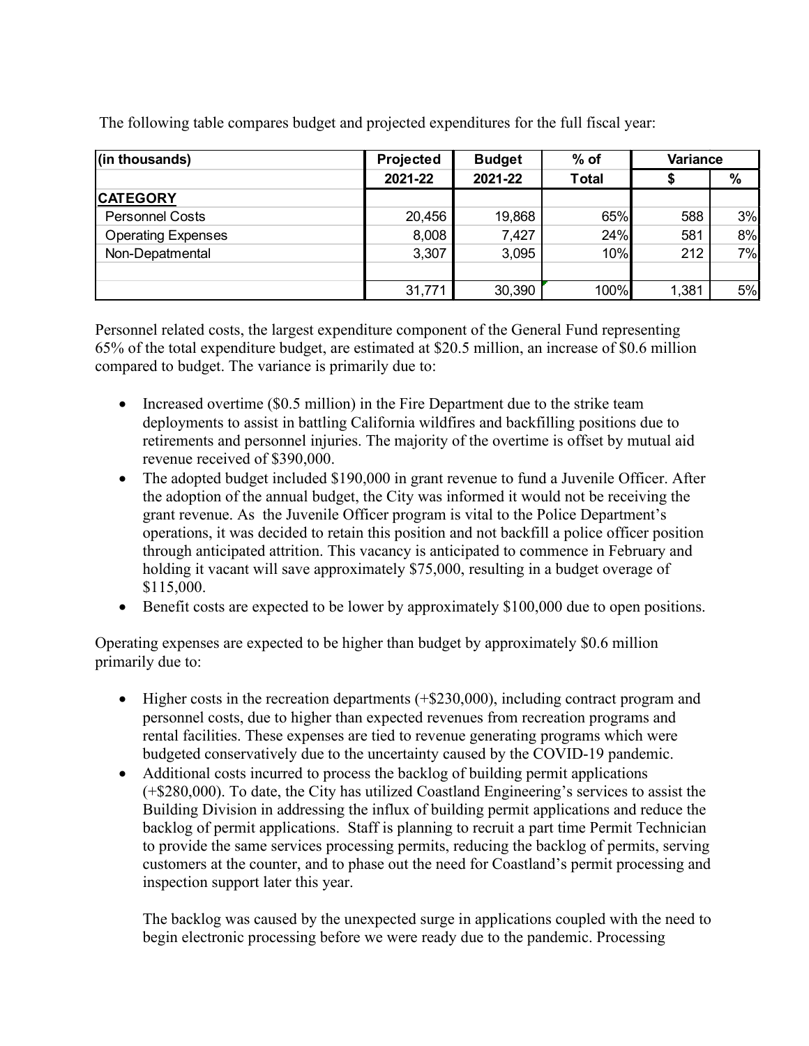The following table compares budget and projected expenditures for the full fiscal year:

| (in thousands) | Projected 2021-22 | Budget 2021-22 | % of Total | Variance $ | Variance % |
|---|---|---|---|---|---|
| **CATEGORY** | | | | | |
| Personnel Costs | 20,456 | 19,868 | 65% | 588 | 3% |
| Operating Expenses | 8,008 | 7,427 | 24% | 581 | 8% |
| Non-Depatmental | 3,307 | 3,095 | 10% | 212 | 7% |
| | | | | | |
| | 31,771 | 30,390 | 100% | 1,381 | 5% |

Personnel related costs, the largest expenditure component of the General Fund representing 65% of the total expenditure budget, are estimated at $20.5 million, an increase of $0.6 million compared to budget. The variance is primarily due to:

- Increased overtime ($0.5 million) in the Fire Department due to the strike team deployments to assist in battling California wildfires and backfilling positions due to retirements and personnel injuries. The majority of the overtime is offset by mutual aid revenue received of $390,000.
- The adopted budget included $190,000 in grant revenue to fund a Juvenile Officer. After the adoption of the annual budget, the City was informed it would not be receiving the grant revenue. As the Juvenile Officer program is vital to the Police Department's operations, it was decided to retain this position and not backfill a police officer position through anticipated attrition. This vacancy is anticipated to commence in February and holding it vacant will save approximately $75,000, resulting in a budget overage of $115,000.
- Benefit costs are expected to be lower by approximately $100,000 due to open positions.

Operating expenses are expected to be higher than budget by approximately $0.6 million primarily due to:

- Higher costs in the recreation departments (+$230,000), including contract program and personnel costs, due to higher than expected revenues from recreation programs and rental facilities. These expenses are tied to revenue generating programs which were budgeted conservatively due to the uncertainty caused by the COVID-19 pandemic.
- Additional costs incurred to process the backlog of building permit applications (+$280,000). To date, the City has utilized Coastland Engineering's services to assist the Building Division in addressing the influx of building permit applications and reduce the backlog of permit applications. Staff is planning to recruit a part time Permit Technician to provide the same services processing permits, reducing the backlog of permits, serving customers at the counter, and to phase out the need for Coastland's permit processing and inspection support later this year.

  The backlog was caused by the unexpected surge in applications coupled with the need to begin electronic processing before we were ready due to the pandemic. Processing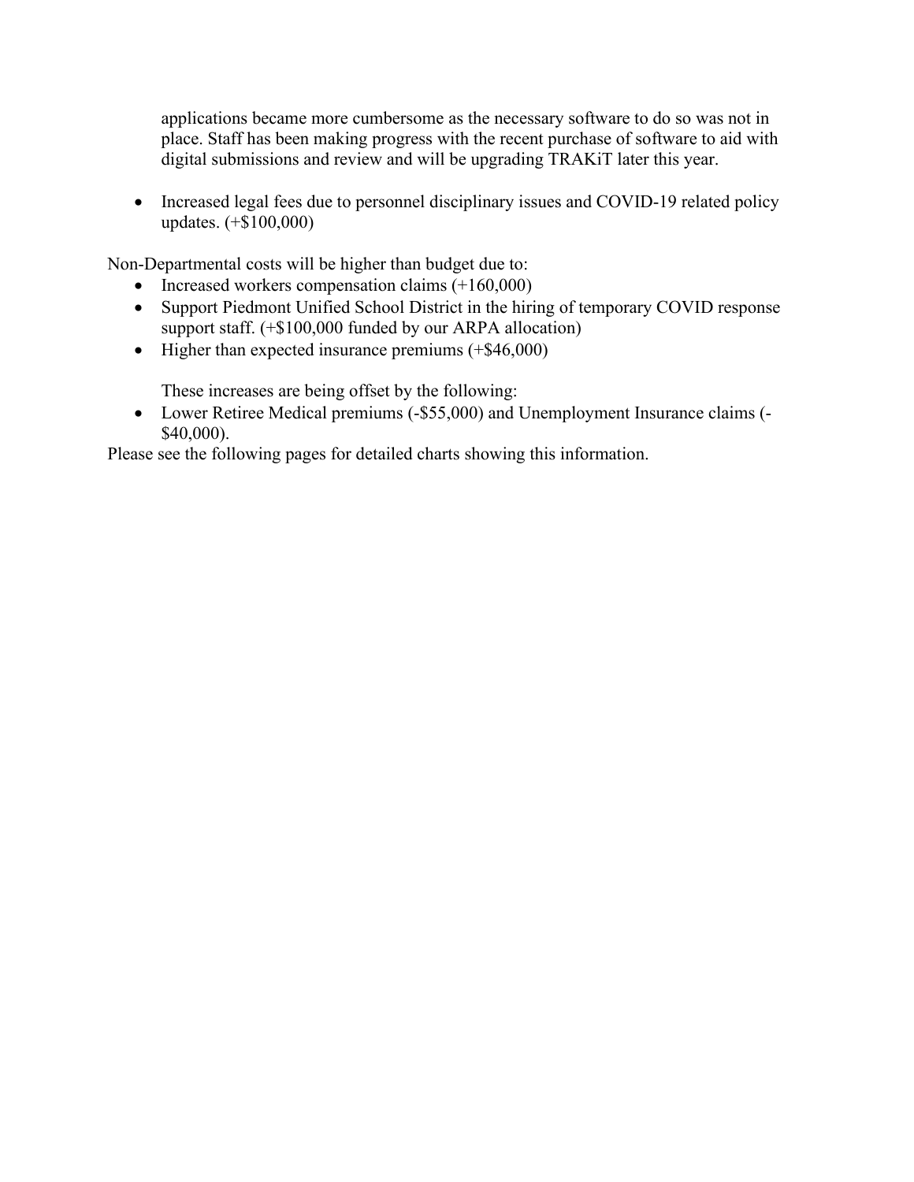applications became more cumbersome as the necessary software to do so was not in place. Staff has been making progress with the recent purchase of software to aid with digital submissions and review and will be upgrading TRAKiT later this year.

- Increased legal fees due to personnel disciplinary issues and COVID-19 related policy updates. (+$100,000)

Non-Departmental costs will be higher than budget due to:

- Increased workers compensation claims (+160,000)
- Support Piedmont Unified School District in the hiring of temporary COVID response support staff. (+$100,000 funded by our ARPA allocation)
- Higher than expected insurance premiums (+$46,000)

These increases are being offset by the following:

- Lower Retiree Medical premiums (-$55,000) and Unemployment Insurance claims (-$40,000).

Please see the following pages for detailed charts showing this information.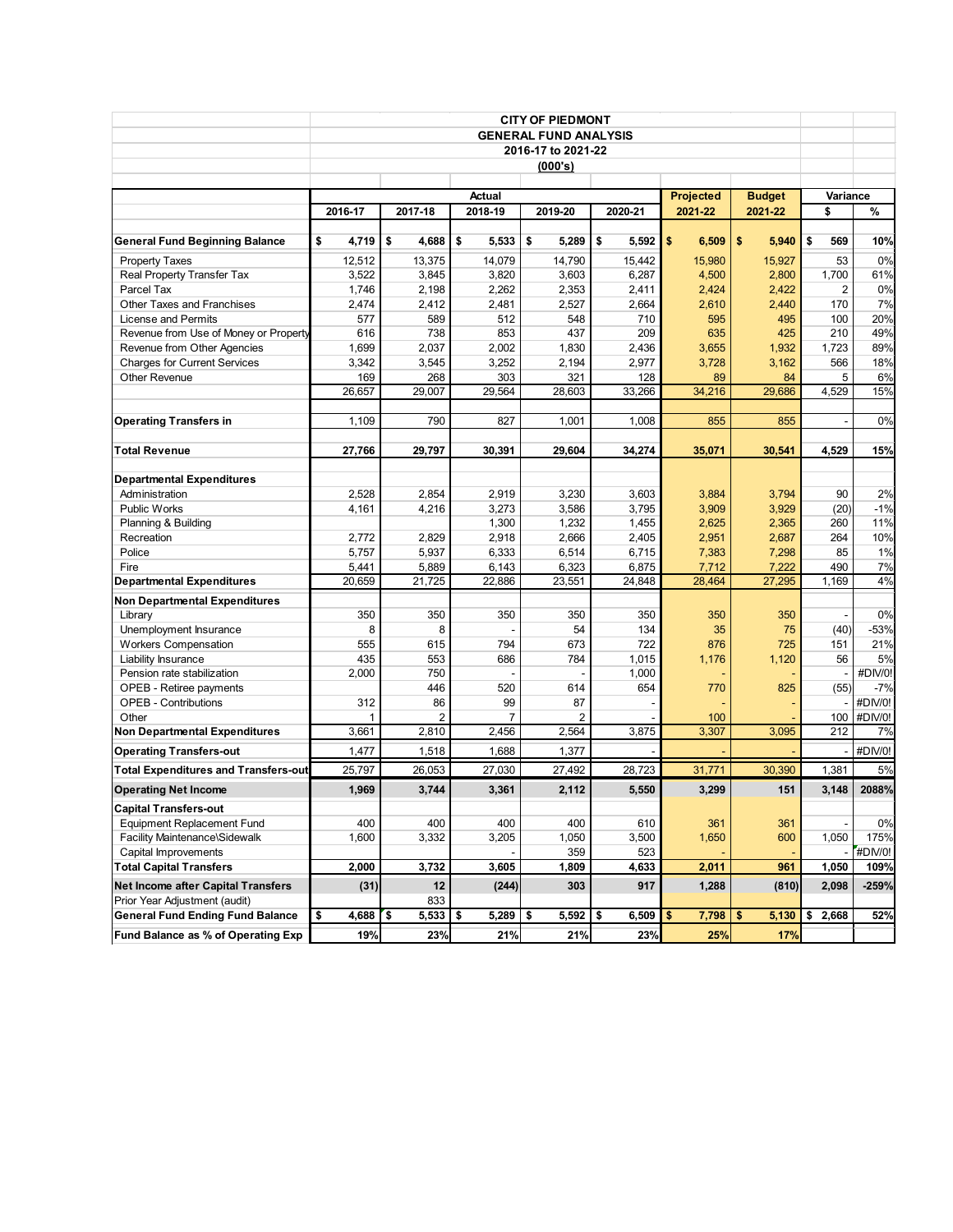**CITY OF PIEDMONT**
**GENERAL FUND ANALYSIS**
**2016-17 to 2021-22**
**(000's)**

| | Actual | | | | | Projected | Budget | Variance | |
|---|---|---|---|---|---|---|---|---|---|
| | 2016-17 | 2017-18 | 2018-19 | 2019-20 | 2020-21 | 2021-22 | 2021-22 | $ | % |
| **General Fund Beginning Balance** | $ 4,719 | $ 4,688 | $ 5,533 | $ 5,289 | $ 5,592 | $ 6,509 | $ 5,940 | $ 569 | 10% |
| Property Taxes | 12,512 | 13,375 | 14,079 | 14,790 | 15,442 | 15,980 | 15,927 | 53 | 0% |
| Real Property Transfer Tax | 3,522 | 3,845 | 3,820 | 3,603 | 6,287 | 4,500 | 2,800 | 1,700 | 61% |
| Parcel Tax | 1,746 | 2,198 | 2,262 | 2,353 | 2,411 | 2,424 | 2,422 | 2 | 0% |
| Other Taxes and Franchises | 2,474 | 2,412 | 2,481 | 2,527 | 2,664 | 2,610 | 2,440 | 170 | 7% |
| License and Permits | 577 | 589 | 512 | 548 | 710 | 595 | 495 | 100 | 20% |
| Revenue from Use of Money or Property | 616 | 738 | 853 | 437 | 209 | 635 | 425 | 210 | 49% |
| Revenue from Other Agencies | 1,699 | 2,037 | 2,002 | 1,830 | 2,436 | 3,655 | 1,932 | 1,723 | 89% |
| Charges for Current Services | 3,342 | 3,545 | 3,252 | 2,194 | 2,977 | 3,728 | 3,162 | 566 | 18% |
| Other Revenue | 169 | 268 | 303 | 321 | 128 | 89 | 84 | 5 | 6% |
| | 26,657 | 29,007 | 29,564 | 28,603 | 33,266 | 34,216 | 29,686 | 4,529 | 15% |
| **Operating Transfers in** | 1,109 | 790 | 827 | 1,001 | 1,008 | 855 | 855 | - | 0% |
| **Total Revenue** | **27,766** | **29,797** | **30,391** | **29,604** | **34,274** | **35,071** | **30,541** | **4,529** | **15%** |
| **Departmental Expenditures** | | | | | | | | | |
| Administration | 2,528 | 2,854 | 2,919 | 3,230 | 3,603 | 3,884 | 3,794 | 90 | 2% |
| Public Works | 4,161 | 4,216 | 3,273 | 3,586 | 3,795 | 3,909 | 3,929 | (20) | -1% |
| Planning & Building | | | 1,300 | 1,232 | 1,455 | 2,625 | 2,365 | 260 | 11% |
| Recreation | 2,772 | 2,829 | 2,918 | 2,666 | 2,405 | 2,951 | 2,687 | 264 | 10% |
| Police | 5,757 | 5,937 | 6,333 | 6,514 | 6,715 | 7,383 | 7,298 | 85 | 1% |
| Fire | 5,441 | 5,889 | 6,143 | 6,323 | 6,875 | 7,712 | 7,222 | 490 | 7% |
| **Departmental Expenditures** | 20,659 | 21,725 | 22,886 | 23,551 | 24,848 | 28,464 | 27,295 | 1,169 | 4% |
| **Non Departmental Expenditures** | | | | | | | | | |
| Library | 350 | 350 | 350 | 350 | 350 | 350 | 350 | - | 0% |
| Unemployment Insurance | 8 | 8 | - | 54 | 134 | 35 | 75 | (40) | -53% |
| Workers Compensation | 555 | 615 | 794 | 673 | 722 | 876 | 725 | 151 | 21% |
| Liability Insurance | 435 | 553 | 686 | 784 | 1,015 | 1,176 | 1,120 | 56 | 5% |
| Pension rate stabilization | 2,000 | 750 | - | - | 1,000 | - | - | - | #DIV/0! |
| OPEB - Retiree payments | | 446 | 520 | 614 | 654 | 770 | 825 | (55) | -7% |
| OPEB - Contributions | 312 | 86 | 99 | 87 | - | - | - | - | #DIV/0! |
| Other | 1 | 2 | 7 | 2 | - | 100 | - | 100 | #DIV/0! |
| **Non Departmental Expenditures** | 3,661 | 2,810 | 2,456 | 2,564 | 3,875 | 3,307 | 3,095 | 212 | 7% |
| **Operating Transfers-out** | 1,477 | 1,518 | 1,688 | 1,377 | - | - | - | - | #DIV/0! |
| **Total Expenditures and Transfers-out** | 25,797 | 26,053 | 27,030 | 27,492 | 28,723 | 31,771 | 30,390 | 1,381 | 5% |
| **Operating Net Income** | **1,969** | **3,744** | **3,361** | **2,112** | **5,550** | **3,299** | **151** | **3,148** | **2088%** |
| **Capital Transfers-out** | | | | | | | | | |
| Equipment Replacement Fund | 400 | 400 | 400 | 400 | 610 | 361 | 361 | - | 0% |
| Facility Maintenance\Sidewalk | 1,600 | 3,332 | 3,205 | 1,050 | 3,500 | 1,650 | 600 | 1,050 | 175% |
| Capital Improvements | | | - | 359 | 523 | - | - | - | #DIV/0! |
| **Total Capital Transfers** | **2,000** | **3,732** | **3,605** | **1,809** | **4,633** | **2,011** | **961** | **1,050** | **109%** |
| **Net Income after Capital Transfers** | **(31)** | **12** | **(244)** | **303** | **917** | **1,288** | **(810)** | **2,098** | **-259%** |
| Prior Year Adjustment (audit) | | 833 | | | | | | | |
| **General Fund Ending Fund Balance** | **$ 4,688** | **$ 5,533** | **$ 5,289** | **$ 5,592** | **$ 6,509** | **$ 7,798** | **$ 5,130** | **$ 2,668** | **52%** |
| **Fund Balance as % of Operating Exp** | **19%** | **23%** | **21%** | **21%** | **23%** | **25%** | **17%** | | |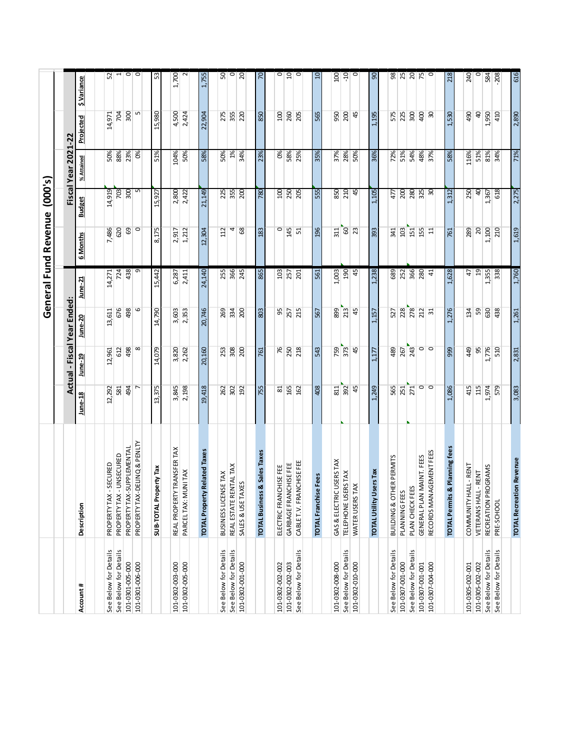# General Fund Revenue (000's)

| Account # | Description | Actual - Fiscal Year Ended: June-18 | June-19 | June-20 | June-21 | Fiscal Year 2021-22 6 Months | Budget | % Attained | Projected | $ Variance |
|---|---|---|---|---|---|---|---|---|---|---|
| See Below for Details | PROPERTY TAX - SECURED | 12,292 | 12,961 | 13,611 | 14,271 | 7,486 | 14,919 | 50% | 14,971 | 52 |
| See Below for Details | PROPERTY TAX - UNSECURED | 581 | 612 | 676 | 724 | 620 | 703 | 88% | 704 | 1 |
| 101-0301-005-000 | PROPERTY TAX-SUPPLEMENTAL | 494 | 498 | 498 | 438 | 69 | 300 | 23% | 300 | 0 |
| 101-0301-006-000 | PROPERTY TAX-DELINQ & PENLTY | 7 | 8 | 6 | 9 | 0 | 5 | 0% | 5 | 0 |
| | **SUB-TOTAL Property Tax** | 13,375 | 14,079 | 14,790 | 15,442 | 8,175 | 15,927 | 51% | 15,980 | 53 |
| 101-0302-003-000 | REAL PROPERTY TRANSFER TAX | 3,845 | 3,820 | 3,603 | 6,287 | 2,917 | 2,800 | 104% | 4,500 | 1,700 |
| 101-0302-005-000 | PARCEL TAX: MUNI TAX | 2,198 | 2,262 | 2,353 | 2,411 | 1,212 | 2,422 | 50% | 2,424 | 2 |
| | **TOTAL Property Related Taxes** | 19,418 | 20,160 | 20,746 | 24,140 | 12,304 | 21,149 | 58% | 22,904 | 1,755 |
| See Below for Details | BUSINESS LICENSE TAX | 262 | 253 | 269 | 255 | 112 | 225 | 50% | 275 | 50 |
| See Below for Details | REAL ESTATE RENTAL TAX | 302 | 308 | 334 | 366 | 4 | 355 | 1% | 355 | 0 |
| 101-0302-001-000 | SALES & USE TAXES | 192 | 200 | 200 | 245 | 68 | 200 | 34% | 220 | 20 |
| | **TOTAL Business & Sales Taxes** | 755 | 761 | 803 | 865 | 183 | 780 | 23% | 850 | 70 |
| 101-0302-002-002 | ELECTRIC FRANCHISE FEE | 81 | 76 | 95 | 103 | 0 | 100 | 0% | 100 | 0 |
| 101-0302-002-003 | GARBAGE FRANCHISE FEE | 165 | 250 | 257 | 257 | 145 | 250 | 58% | 260 | 10 |
| See Below for Details | CABLE T.V. FRANCHISE FEE | 162 | 218 | 215 | 201 | 51 | 205 | 25% | 205 | 0 |
| | **TOTAL Franchise Fees** | 408 | 543 | 567 | 561 | 196 | 555 | 35% | 565 | 10 |
| 101-0302-008-000 | GAS & ELECTRIC USERS TAX | 811 | 759 | 899 | 1,003 | 311 | 850 | 37% | 950 | 100 |
| See Below for Details | TELEPHONE USERS TAX | 392 | 373 | 213 | 190 | 60 | 210 | 28% | 200 | -10 |
| 101-0302-010-000 | WATER USERS TAX | 45 | 45 | 45 | 45 | 23 | 45 | 50% | 45 | 0 |
| | **TOTAL Utility Users Tax** | 1,249 | 1,177 | 1,157 | 1,238 | 393 | 1,105 | 36% | 1,195 | 90 |
| See Below for Details | BUILDING & OTHER PERMITS | 565 | 489 | 527 | 689 | 341 | 477 | 72% | 575 | 98 |
| 101-0307-001-000 | PLANNING FEES | 251 | 267 | 228 | 252 | 103 | 200 | 51% | 225 | 25 |
| See Below for Details | PLAN CHECK FEES | 271 | 243 | 278 | 366 | 151 | 280 | 54% | 300 | 20 |
| 101-0307-001-001 | GENERAL PLAN MAINT. FEES | 0 | 0 | 212 | 280 | 155 | 325 | 48% | 400 | 75 |
| 101-0307-004-000 | RECORDS MANAGEMENT FEES | 0 | 0 | 31 | 41 | 11 | 30 | 37% | 30 | 0 |
| | **TOTAL Permits & Planning fees** | 1,086 | 999 | 1,276 | 1,628 | 761 | 1,312 | 58% | 1,530 | 218 |
| 101-0305-002-001 | COMMUNITY HALL - RENT | 415 | 449 | 134 | 47 | 289 | 250 | 116% | 490 | 240 |
| 101-0305-002-002 | VETERANS HALL - RENT | 115 | 95 | 59 | 19 | 20 | 40 | 51% | 40 | 0 |
| See Below for Details | RECREATION PROGRAMS | 1,974 | 1,776 | 630 | 1,355 | 1,100 | 1,367 | 81% | 1,950 | 584 |
| See Below for Details | PRE-SCHOOL | 579 | 510 | 438 | 338 | 210 | 618 | 34% | 410 | -208 |
| | **TOTAL Recreation Revenue** | 3,083 | 2,831 | 1,261 | 1,760 | 1,619 | 2,275 | 71% | 2,890 | 616 |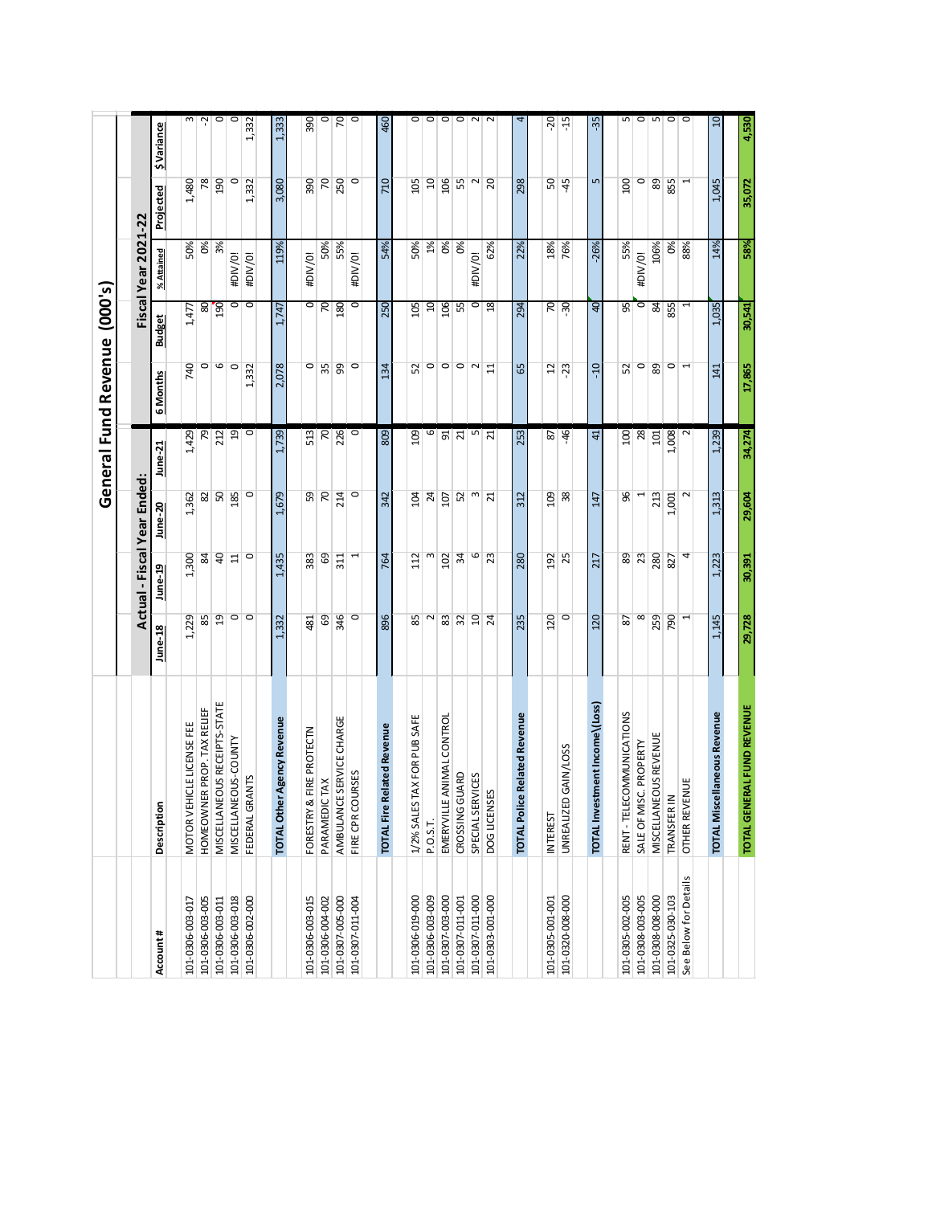# General Fund Revenue (000's)

| Account # | Description | Actual - Fiscal Year Ended: June-18 | June-19 | June-20 | June-21 | Fiscal Year 2021-22: 6 Months | Budget | % Attained | Projected | $ Variance |
|---|---|---|---|---|---|---|---|---|---|---|
| 101-0306-003-017 | MOTOR VEHICLE LICENSE FEE | 1,229 | 1,300 | 1,362 | 1,429 | 740 | 1,477 | 50% | 1,480 | 3 |
| 101-0306-003-005 | HOMEOWNER PROP. TAX RELIEF | 85 | 84 | 82 | 79 | 0 | 80 | 0% | 78 | -2 |
| 101-0306-003-011 | MISCELLANEOUS RECEIPTS-STATE | 19 | 40 | 50 | 212 | 6 | 190 | 3% | 190 | 0 |
| 101-0306-003-018 | MISCELLANEOUS-COUNTY | 0 | 11 | 185 | 19 | 0 | 0 | #DIV/0! | 0 | 0 |
| 101-0306-002-000 | FEDERAL GRANTS | 0 | 0 | 0 | 0 | 1,332 | 0 | #DIV/0! | 1,332 | 1,332 |
| | **TOTAL Other Agency Revenue** | 1,332 | 1,435 | 1,679 | 1,739 | 2,078 | 1,747 | 119% | 3,080 | 1,333 |
| 101-0306-003-015 | FORESTRY & FIRE PROTECTN | 481 | 383 | 59 | 513 | 0 | 0 | #DIV/0! | 390 | 390 |
| 101-0306-004-002 | PARAMEDIC TAX | 69 | 69 | 70 | 70 | 35 | 70 | 50% | 70 | 0 |
| 101-0307-005-000 | AMBULANCE SERVICE CHARGE | 346 | 311 | 214 | 226 | 99 | 180 | 55% | 250 | 70 |
| 101-0307-011-004 | FIRE CPR COURSES | 0 | 1 | 0 | 0 | 0 | 0 | #DIV/0! | 0 | 0 |
| | **TOTAL Fire Related Revenue** | 896 | 764 | 342 | 809 | 134 | 250 | 54% | 710 | 460 |
| 101-0306-019-000 | 1/2% SALES TAX FOR PUB SAFE | 85 | 112 | 104 | 109 | 52 | 105 | 50% | 105 | 0 |
| 101-0306-003-009 | P.O.S.T. | 2 | 3 | 24 | 6 | 0 | 10 | 1% | 10 | 0 |
| 101-0307-003-000 | EMERYVILLE ANIMAL CONTROL | 83 | 102 | 107 | 91 | 0 | 106 | 0% | 106 | 0 |
| 101-0307-011-001 | CROSSING GUARD | 32 | 34 | 52 | 21 | 0 | 55 | 0% | 55 | 0 |
| 101-0307-011-000 | SPECIAL SERVICES | 10 | 6 | 3 | 5 | 2 | 0 | #DIV/0! | 2 | 2 |
| 101-0303-001-000 | DOG LICENSES | 24 | 23 | 21 | 21 | 11 | 18 | 62% | 20 | 2 |
| | **TOTAL Police Related Revenue** | 235 | 280 | 312 | 253 | 65 | 294 | 22% | 298 | 4 |
| 101-0305-001-001 | INTEREST | 120 | 192 | 109 | 87 | 12 | 70 | 18% | 50 | -20 |
| 101-0320-008-000 | UNREALIZED GAIN/LOSS | 0 | 25 | 38 | -46 | -23 | -30 | 76% | -45 | -15 |
| | **TOTAL Investment Income\(Loss)** | 120 | 217 | 147 | 41 | -10 | 40 | -26% | 5 | -35 |
| 101-0305-002-005 | RENT - TELECOMMUNICATIONS | 87 | 89 | 96 | 100 | 52 | 95 | 55% | 100 | 5 |
| 101-0308-003-005 | SALE OF MISC. PROPERTY | 8 | 23 | 1 | 28 | 0 | 0 | #DIV/0! | 0 | 0 |
| 101-0308-008-000 | MISCELLANEOUS REVENUE | 259 | 280 | 213 | 101 | 89 | 84 | 106% | 89 | 5 |
| 101-0325-030-103 | TRANSFER IN | 790 | 827 | 1,001 | 1,008 | 0 | 855 | 0% | 855 | 0 |
| See Below for Details | OTHER REVENUE | 1 | 4 | 2 | 2 | 1 | 1 | 88% | 1 | 0 |
| | **TOTAL Miscellaneous Revenue** | 1,145 | 1,223 | 1,313 | 1,239 | 141 | 1,035 | 14% | 1,045 | 10 |
| | **TOTAL GENERAL FUND REVENUE** | 29,728 | 30,391 | 29,604 | 34,274 | 17,865 | 30,541 | 58% | 35,072 | 4,530 |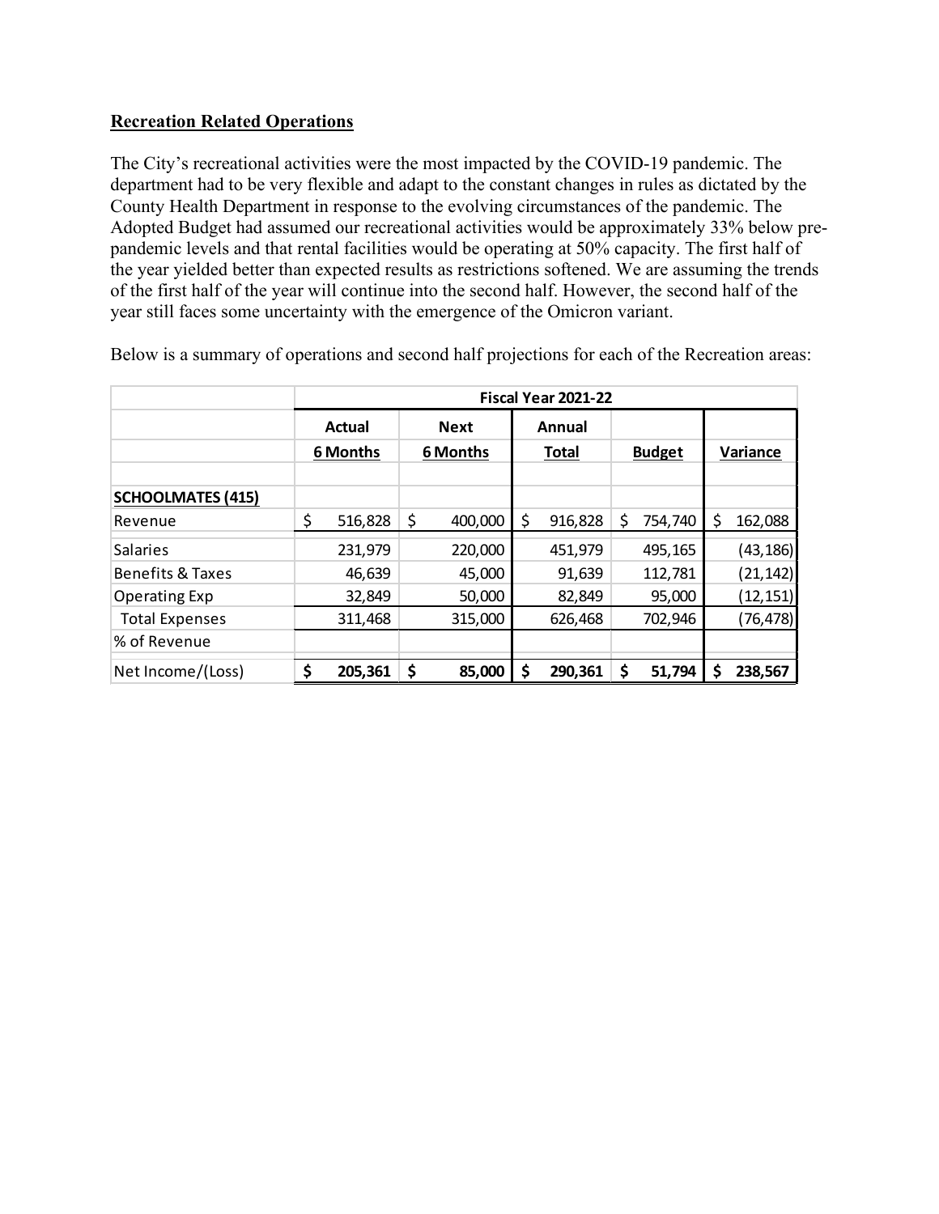**Recreation Related Operations**

The City's recreational activities were the most impacted by the COVID-19 pandemic. The department had to be very flexible and adapt to the constant changes in rules as dictated by the County Health Department in response to the evolving circumstances of the pandemic. The Adopted Budget had assumed our recreational activities would be approximately 33% below pre-pandemic levels and that rental facilities would be operating at 50% capacity. The first half of the year yielded better than expected results as restrictions softened. We are assuming the trends of the first half of the year will continue into the second half. However, the second half of the year still faces some uncertainty with the emergence of the Omicron variant.

Below is a summary of operations and second half projections for each of the Recreation areas:

| | Fiscal Year 2021-22 | | | | |
|---|---|---|---|---|---|
| | Actual 6 Months | Next 6 Months | Annual Total | Budget | Variance |
| **SCHOOLMATES (415)** | | | | | |
| Revenue | $ 516,828 | $ 400,000 | $ 916,828 | $ 754,740 | $ 162,088 |
| Salaries | 231,979 | 220,000 | 451,979 | 495,165 | (43,186) |
| Benefits & Taxes | 46,639 | 45,000 | 91,639 | 112,781 | (21,142) |
| Operating Exp | 32,849 | 50,000 | 82,849 | 95,000 | (12,151) |
| Total Expenses | 311,468 | 315,000 | 626,468 | 702,946 | (76,478) |
| % of Revenue | | | | | |
| Net Income/(Loss) | **$ 205,361** | **$ 85,000** | **$ 290,361** | **$ 51,794** | **$ 238,567** |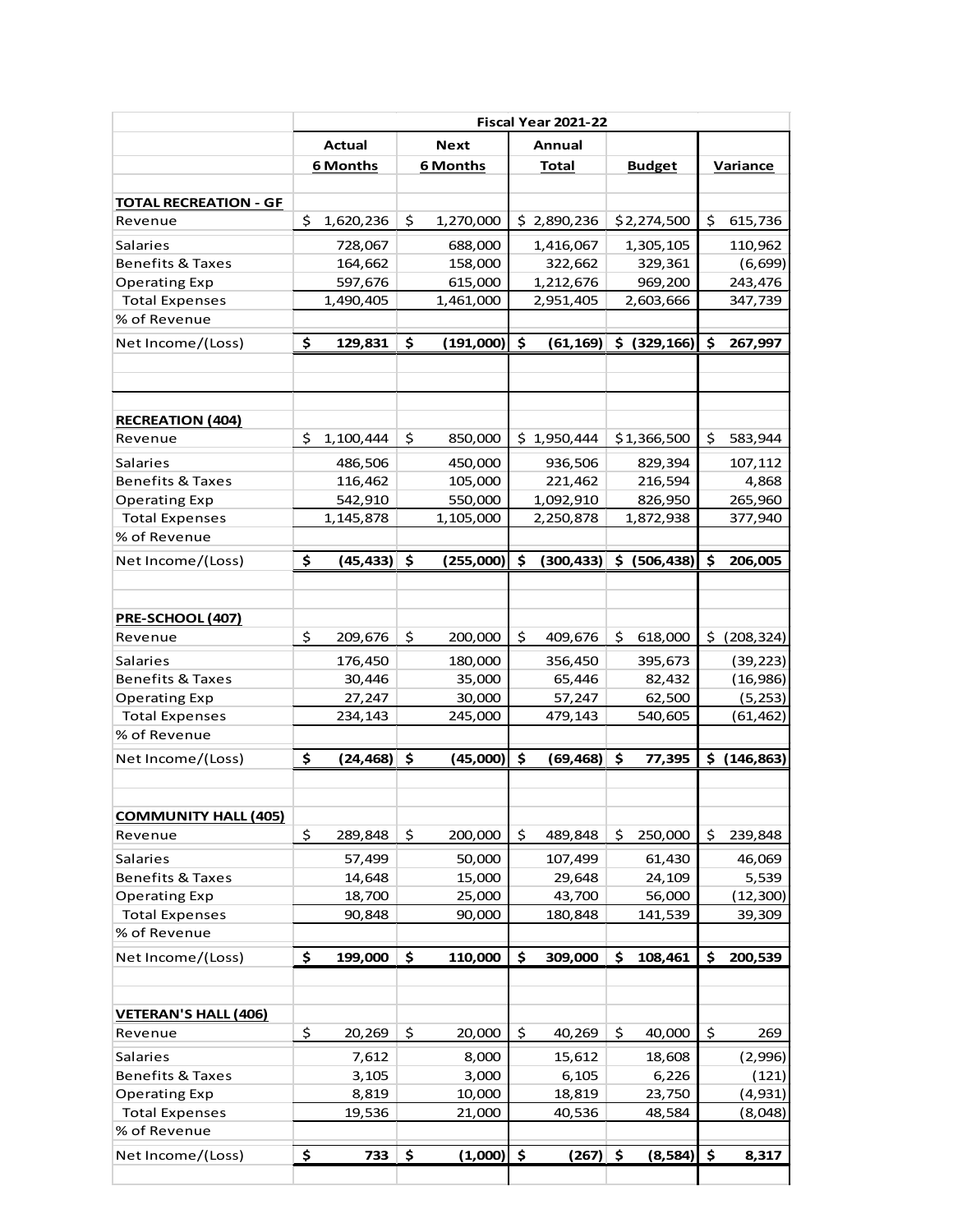| | Fiscal Year 2021-22 | | | | |
|---|---|---|---|---|---|
| | Actual 6 Months | Next 6 Months | Annual Total | Budget | Variance |
| **TOTAL RECREATION - GF** | | | | | |
| Revenue | $ 1,620,236 | $ 1,270,000 | $ 2,890,236 | $ 2,274,500 | $ 615,736 |
| Salaries | 728,067 | 688,000 | 1,416,067 | 1,305,105 | 110,962 |
| Benefits & Taxes | 164,662 | 158,000 | 322,662 | 329,361 | (6,699) |
| Operating Exp | 597,676 | 615,000 | 1,212,676 | 969,200 | 243,476 |
| Total Expenses | 1,490,405 | 1,461,000 | 2,951,405 | 2,603,666 | 347,739 |
| % of Revenue | | | | | |
| Net Income/(Loss) | **$ 129,831** | **$ (191,000)** | **$ (61,169)** | **$ (329,166)** | **$ 267,997** |
| **RECREATION (404)** | | | | | |
| Revenue | $ 1,100,444 | $ 850,000 | $ 1,950,444 | $ 1,366,500 | $ 583,944 |
| Salaries | 486,506 | 450,000 | 936,506 | 829,394 | 107,112 |
| Benefits & Taxes | 116,462 | 105,000 | 221,462 | 216,594 | 4,868 |
| Operating Exp | 542,910 | 550,000 | 1,092,910 | 826,950 | 265,960 |
| Total Expenses | 1,145,878 | 1,105,000 | 2,250,878 | 1,872,938 | 377,940 |
| % of Revenue | | | | | |
| Net Income/(Loss) | **$ (45,433)** | **$ (255,000)** | **$ (300,433)** | **$ (506,438)** | **$ 206,005** |
| **PRE-SCHOOL (407)** | | | | | |
| Revenue | $ 209,676 | $ 200,000 | $ 409,676 | $ 618,000 | $ (208,324) |
| Salaries | 176,450 | 180,000 | 356,450 | 395,673 | (39,223) |
| Benefits & Taxes | 30,446 | 35,000 | 65,446 | 82,432 | (16,986) |
| Operating Exp | 27,247 | 30,000 | 57,247 | 62,500 | (5,253) |
| Total Expenses | 234,143 | 245,000 | 479,143 | 540,605 | (61,462) |
| % of Revenue | | | | | |
| Net Income/(Loss) | **$ (24,468)** | **$ (45,000)** | **$ (69,468)** | **$ 77,395** | **$ (146,863)** |
| **COMMUNITY HALL (405)** | | | | | |
| Revenue | $ 289,848 | $ 200,000 | $ 489,848 | $ 250,000 | $ 239,848 |
| Salaries | 57,499 | 50,000 | 107,499 | 61,430 | 46,069 |
| Benefits & Taxes | 14,648 | 15,000 | 29,648 | 24,109 | 5,539 |
| Operating Exp | 18,700 | 25,000 | 43,700 | 56,000 | (12,300) |
| Total Expenses | 90,848 | 90,000 | 180,848 | 141,539 | 39,309 |
| % of Revenue | | | | | |
| Net Income/(Loss) | **$ 199,000** | **$ 110,000** | **$ 309,000** | **$ 108,461** | **$ 200,539** |
| **VETERAN'S HALL (406)** | | | | | |
| Revenue | $ 20,269 | $ 20,000 | $ 40,269 | $ 40,000 | $ 269 |
| Salaries | 7,612 | 8,000 | 15,612 | 18,608 | (2,996) |
| Benefits & Taxes | 3,105 | 3,000 | 6,105 | 6,226 | (121) |
| Operating Exp | 8,819 | 10,000 | 18,819 | 23,750 | (4,931) |
| Total Expenses | 19,536 | 21,000 | 40,536 | 48,584 | (8,048) |
| % of Revenue | | | | | |
| Net Income/(Loss) | **$ 733** | **$ (1,000)** | **$ (267)** | **$ (8,584)** | **$ 8,317** |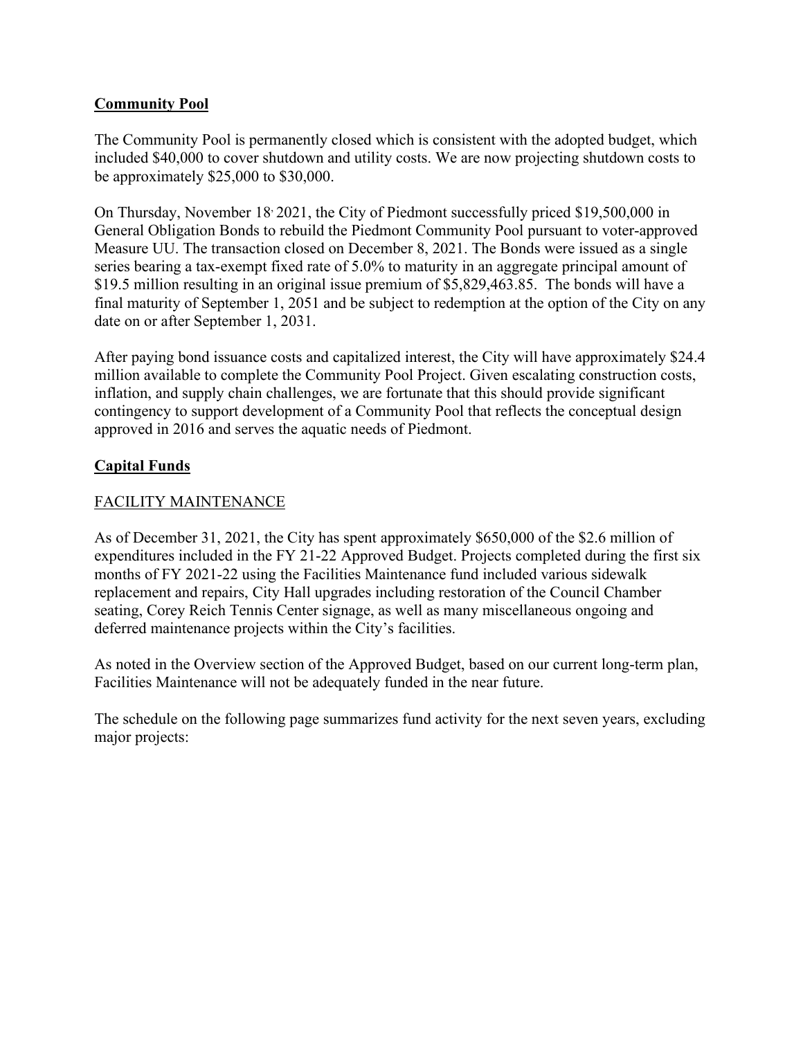**Community Pool**

The Community Pool is permanently closed which is consistent with the adopted budget, which included $40,000 to cover shutdown and utility costs. We are now projecting shutdown costs to be approximately $25,000 to $30,000.

On Thursday, November 18, 2021, the City of Piedmont successfully priced $19,500,000 in General Obligation Bonds to rebuild the Piedmont Community Pool pursuant to voter-approved Measure UU. The transaction closed on December 8, 2021. The Bonds were issued as a single series bearing a tax-exempt fixed rate of 5.0% to maturity in an aggregate principal amount of $19.5 million resulting in an original issue premium of $5,829,463.85. The bonds will have a final maturity of September 1, 2051 and be subject to redemption at the option of the City on any date on or after September 1, 2031.

After paying bond issuance costs and capitalized interest, the City will have approximately $24.4 million available to complete the Community Pool Project. Given escalating construction costs, inflation, and supply chain challenges, we are fortunate that this should provide significant contingency to support development of a Community Pool that reflects the conceptual design approved in 2016 and serves the aquatic needs of Piedmont.

**Capital Funds**

FACILITY MAINTENANCE

As of December 31, 2021, the City has spent approximately $650,000 of the $2.6 million of expenditures included in the FY 21-22 Approved Budget. Projects completed during the first six months of FY 2021-22 using the Facilities Maintenance fund included various sidewalk replacement and repairs, City Hall upgrades including restoration of the Council Chamber seating, Corey Reich Tennis Center signage, as well as many miscellaneous ongoing and deferred maintenance projects within the City's facilities.

As noted in the Overview section of the Approved Budget, based on our current long-term plan, Facilities Maintenance will not be adequately funded in the near future.

The schedule on the following page summarizes fund activity for the next seven years, excluding major projects: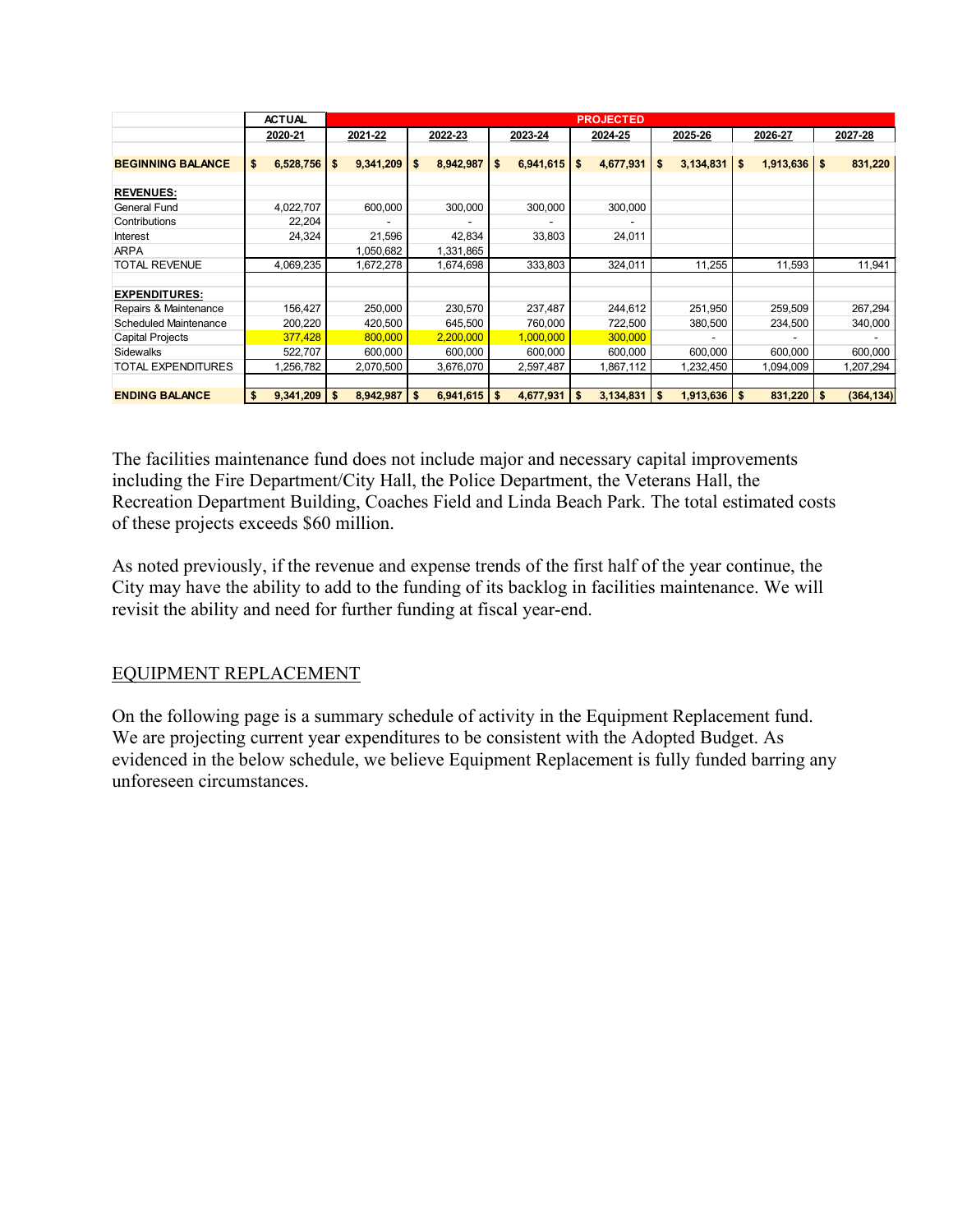| | ACTUAL | PROJECTED | | | | | | |
|---|---|---|---|---|---|---|---|---|
| | 2020-21 | 2021-22 | 2022-23 | 2023-24 | 2024-25 | 2025-26 | 2026-27 | 2027-28 |
| **BEGINNING BALANCE** | **$ 6,528,756** | **$ 9,341,209** | **$ 8,942,987** | **$ 6,941,615** | **$ 4,677,931** | **$ 3,134,831** | **$ 1,913,636** | **$ 831,220** |
| **REVENUES:** | | | | | | | | |
| General Fund | 4,022,707 | 600,000 | 300,000 | 300,000 | 300,000 | | | |
| Contributions | 22,204 | - | - | - | - | | | |
| Interest | 24,324 | 21,596 | 42,834 | 33,803 | 24,011 | | | |
| ARPA | | 1,050,682 | 1,331,865 | | | | | |
| TOTAL REVENUE | 4,069,235 | 1,672,278 | 1,674,698 | 333,803 | 324,011 | 11,255 | 11,593 | 11,941 |
| **EXPENDITURES:** | | | | | | | | |
| Repairs & Maintenance | 156,427 | 250,000 | 230,570 | 237,487 | 244,612 | 251,950 | 259,509 | 267,294 |
| Scheduled Maintenance | 200,220 | 420,500 | 645,500 | 760,000 | 722,500 | 380,500 | 234,500 | 340,000 |
| Capital Projects | 377,428 | 800,000 | 2,200,000 | 1,000,000 | 300,000 | - | - | - |
| Sidewalks | 522,707 | 600,000 | 600,000 | 600,000 | 600,000 | 600,000 | 600,000 | 600,000 |
| TOTAL EXPENDITURES | 1,256,782 | 2,070,500 | 3,676,070 | 2,597,487 | 1,867,112 | 1,232,450 | 1,094,009 | 1,207,294 |
| **ENDING BALANCE** | **$ 9,341,209** | **$ 8,942,987** | **$ 6,941,615** | **$ 4,677,931** | **$ 3,134,831** | **$ 1,913,636** | **$ 831,220** | **$ (364,134)** |

The facilities maintenance fund does not include major and necessary capital improvements including the Fire Department/City Hall, the Police Department, the Veterans Hall, the Recreation Department Building, Coaches Field and Linda Beach Park. The total estimated costs of these projects exceeds $60 million.

As noted previously, if the revenue and expense trends of the first half of the year continue, the City may have the ability to add to the funding of its backlog in facilities maintenance. We will revisit the ability and need for further funding at fiscal year-end.

## EQUIPMENT REPLACEMENT

On the following page is a summary schedule of activity in the Equipment Replacement fund. We are projecting current year expenditures to be consistent with the Adopted Budget. As evidenced in the below schedule, we believe Equipment Replacement is fully funded barring any unforeseen circumstances.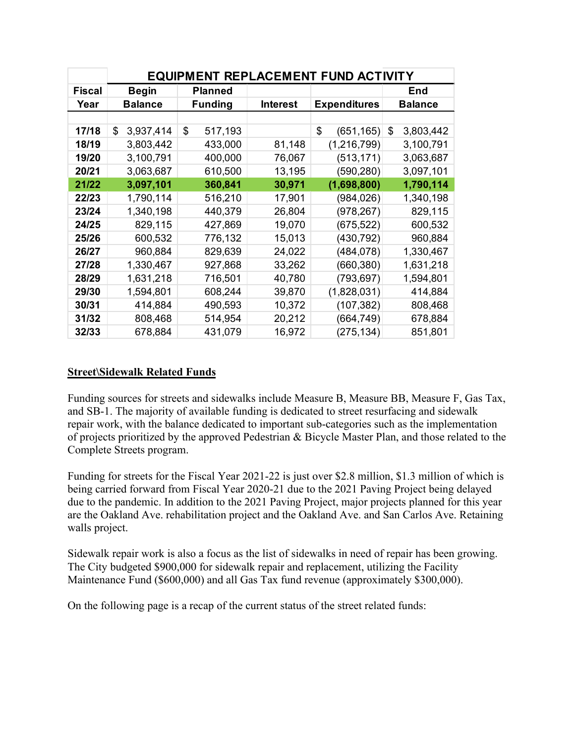| | EQUIPMENT REPLACEMENT FUND ACTIVITY | | | | |
|---|---|---|---|---|---|
| Fiscal Year | Begin Balance | Planned Funding | Interest | Expenditures | End Balance |
| 17/18 | $ 3,937,414 | $ 517,193 | | $ (651,165) | $ 3,803,442 |
| 18/19 | 3,803,442 | 433,000 | 81,148 | (1,216,799) | 3,100,791 |
| 19/20 | 3,100,791 | 400,000 | 76,067 | (513,171) | 3,063,687 |
| 20/21 | 3,063,687 | 610,500 | 13,195 | (590,280) | 3,097,101 |
| **21/22** | **3,097,101** | **360,841** | **30,971** | **(1,698,800)** | **1,790,114** |
| 22/23 | 1,790,114 | 516,210 | 17,901 | (984,026) | 1,340,198 |
| 23/24 | 1,340,198 | 440,379 | 26,804 | (978,267) | 829,115 |
| 24/25 | 829,115 | 427,869 | 19,070 | (675,522) | 600,532 |
| 25/26 | 600,532 | 776,132 | 15,013 | (430,792) | 960,884 |
| 26/27 | 960,884 | 829,639 | 24,022 | (484,078) | 1,330,467 |
| 27/28 | 1,330,467 | 927,868 | 33,262 | (660,380) | 1,631,218 |
| 28/29 | 1,631,218 | 716,501 | 40,780 | (793,697) | 1,594,801 |
| 29/30 | 1,594,801 | 608,244 | 39,870 | (1,828,031) | 414,884 |
| 30/31 | 414,884 | 490,593 | 10,372 | (107,382) | 808,468 |
| 31/32 | 808,468 | 514,954 | 20,212 | (664,749) | 678,884 |
| 32/33 | 678,884 | 431,079 | 16,972 | (275,134) | 851,801 |

**Street\Sidewalk Related Funds**

Funding sources for streets and sidewalks include Measure B, Measure BB, Measure F, Gas Tax, and SB-1. The majority of available funding is dedicated to street resurfacing and sidewalk repair work, with the balance dedicated to important sub-categories such as the implementation of projects prioritized by the approved Pedestrian & Bicycle Master Plan, and those related to the Complete Streets program.

Funding for streets for the Fiscal Year 2021-22 is just over $2.8 million, $1.3 million of which is being carried forward from Fiscal Year 2020-21 due to the 2021 Paving Project being delayed due to the pandemic. In addition to the 2021 Paving Project, major projects planned for this year are the Oakland Ave. rehabilitation project and the Oakland Ave. and San Carlos Ave. Retaining walls project.

Sidewalk repair work is also a focus as the list of sidewalks in need of repair has been growing. The City budgeted $900,000 for sidewalk repair and replacement, utilizing the Facility Maintenance Fund ($600,000) and all Gas Tax fund revenue (approximately $300,000).

On the following page is a recap of the current status of the street related funds: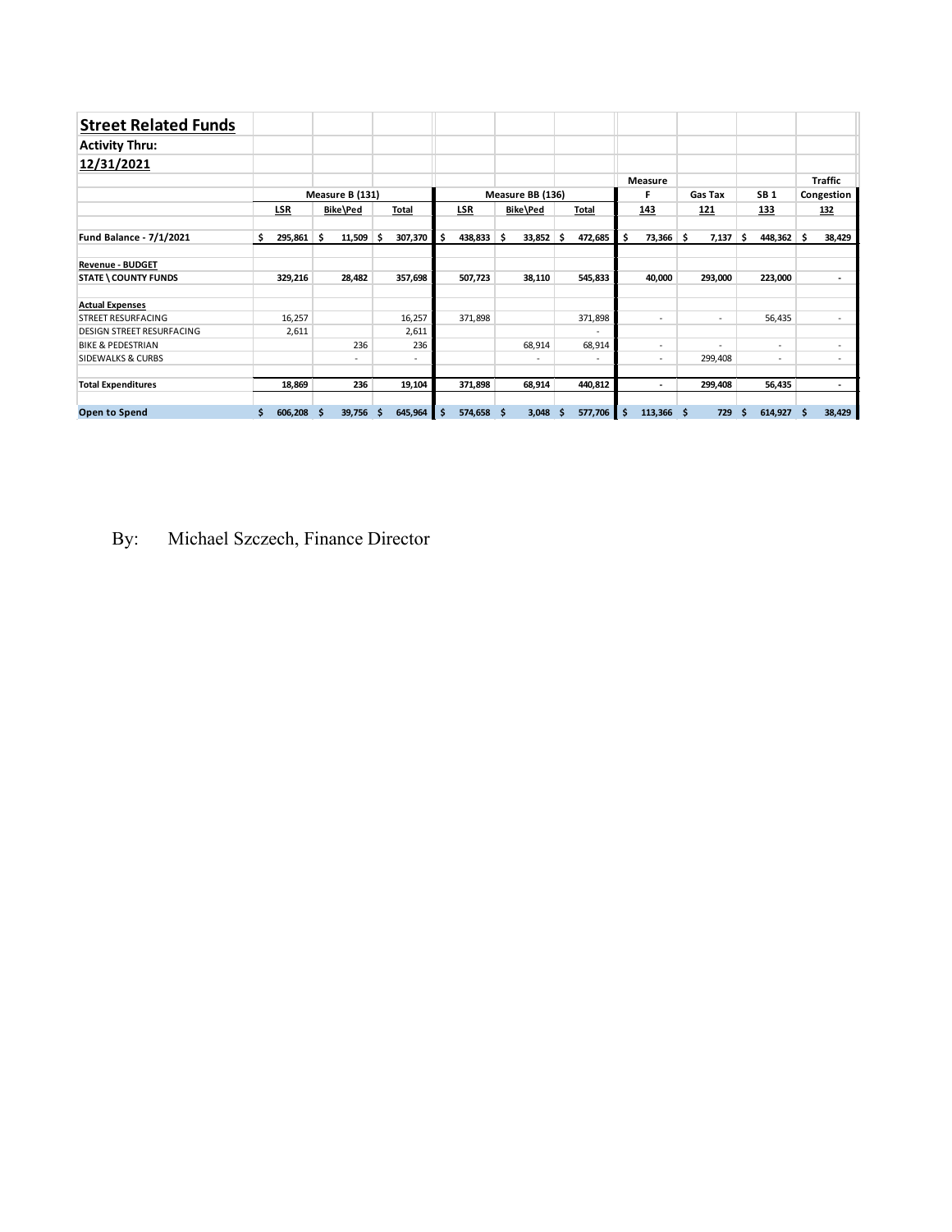| Street Related Funds | | | | | | | | | | |
|---|---|---|---|---|---|---|---|---|---|---|
| Activity Thru: | | | | | | | | | | |
| 12/31/2021 | | | | | | | | | | |
| | Measure B (131) | | | Measure BB (136) | | | Measure F | Gas Tax | SB 1 | Traffic Congestion |
| | LSR | Bike\Ped | Total | LSR | Bike\Ped | Total | 143 | 121 | 133 | 132 |
| Fund Balance - 7/1/2021 | $ 295,861 | $ 11,509 | $ 307,370 | $ 438,833 | $ 33,852 | $ 472,685 | $ 73,366 | $ 7,137 | $ 448,362 | $ 38,429 |
| Revenue - BUDGET | | | | | | | | | | |
| STATE \ COUNTY FUNDS | 329,216 | 28,482 | 357,698 | 507,723 | 38,110 | 545,833 | 40,000 | 293,000 | 223,000 | - |
| Actual Expenses | | | | | | | | | | |
| STREET RESURFACING | 16,257 | | 16,257 | 371,898 | | 371,898 | - | - | 56,435 | - |
| DESIGN STREET RESURFACING | 2,611 | | 2,611 | | | - | | | | |
| BIKE & PEDESTRIAN | | 236 | 236 | | 68,914 | 68,914 | - | - | - | - |
| SIDEWALKS & CURBS | | - | - | | - | - | - | 299,408 | - | - |
| Total Expenditures | 18,869 | 236 | 19,104 | 371,898 | 68,914 | 440,812 | - | 299,408 | 56,435 | - |
| Open to Spend | $ 606,208 | $ 39,756 | $ 645,964 | $ 574,658 | $ 3,048 | $ 577,706 | $ 113,366 | $ 729 | $ 614,927 | $ 38,429 |

By: Michael Szczech, Finance Director